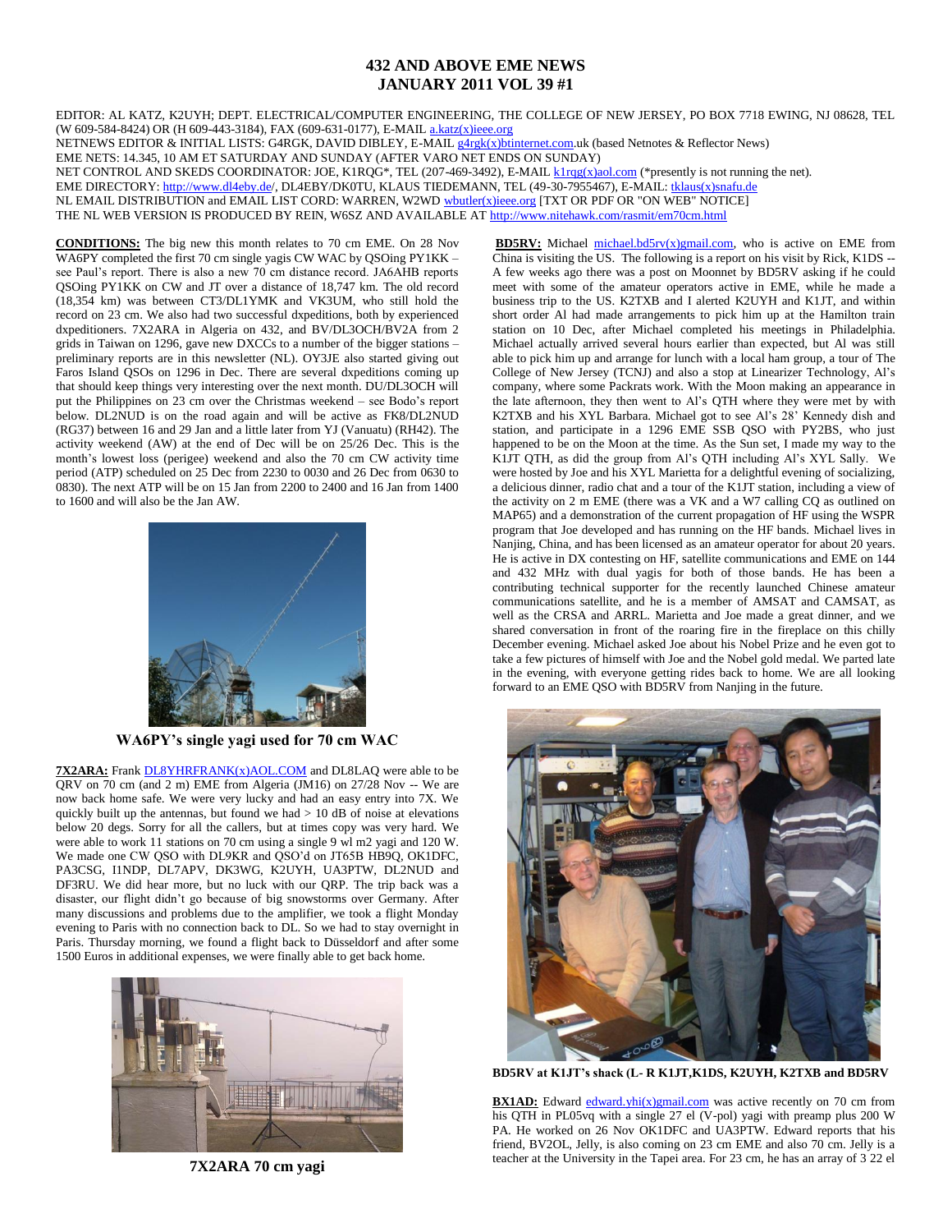# 432 AND ABOVE EME NEWS
## JANUARY 2011 VOL 39 #1

EDITOR: AL KATZ, K2UYH; DEPT. ELECTRICAL/COMPUTER ENGINEERING, THE COLLEGE OF NEW JERSEY, PO BOX 7718 EWING, NJ 08628, TEL (W 609-584-8424) OR (H 609-443-3184), FAX (609-631-0177), E-MAIL a.katz(x)ieee.org
NETNEWS EDITOR & INITIAL LISTS: G4RGK, DAVID DIBLEY, E-MAIL g4rgk(x)btinternet.com.uk (based Netnotes & Reflector News)
EME NETS: 14.345, 10 AM ET SATURDAY AND SUNDAY (AFTER VARO NET ENDS ON SUNDAY)
NET CONTROL AND SKEDS COORDINATOR: JOE, K1RQG*, TEL (207-469-3492), E-MAIL k1rqg(x)aol.com (*presently is not running the net).
EME DIRECTORY: http://www.dl4eby.de/, DL4EBY/DK0TU, KLAUS TIEDEMANN, TEL (49-30-7955467), E-MAIL: tklaus(x)snafu.de
NL EMAIL DISTRIBUTION and EMAIL LIST CORD: WARREN, W2WD wbutler(x)ieee.org [TXT OR PDF OR "ON WEB" NOTICE]
THE NL WEB VERSION IS PRODUCED BY REIN, W6SZ AND AVAILABLE AT http://www.nitehawk.com/rasmit/em70cm.html

**CONDITIONS:** The big new this month relates to 70 cm EME. On 28 Nov WA6PY completed the first 70 cm single yagis CW WAC by QSOing PY1KK – see Paul's report. There is also a new 70 cm distance record. JA6AHB reports QSOing PY1KK on CW and JT over a distance of 18,747 km. The old record (18,354 km) was between CT3/DL1YMK and VK3UM, who still hold the record on 23 cm. We also had two successful dxpeditions, both by experienced dxpeditioners. 7X2ARA in Algeria on 432, and BV/DL3OCH/BV2A from 2 grids in Taiwan on 1296, gave new DXCCs to a number of the bigger stations – preliminary reports are in this newsletter (NL). OY3JE also started giving out Faros Island QSOs on 1296 in Dec. There are several dxpeditions coming up that should keep things very interesting over the next month. DU/DL3OCH will put the Philippines on 23 cm over the Christmas weekend – see Bodo's report below. DL2NUD is on the road again and will be active as FK8/DL2NUD (RG37) between 16 and 29 Jan and a little later from YJ (Vanuatu) (RH42). The activity weekend (AW) at the end of Dec will be on 25/26 Dec. This is the month's lowest loss (perigee) weekend and also the 70 cm CW activity time period (ATP) scheduled on 25 Dec from 2230 to 0030 and 26 Dec from 0630 to 0830). The next ATP will be on 15 Jan from 2200 to 2400 and 16 Jan from 1400 to 1600 and will also be the Jan AW.

**WA6PY's single yagi used for 70 cm WAC**

**7X2ARA:** Frank DL8YHRFRANK(x)AOL.COM and DL8LAQ were able to be QRV on 70 cm (and 2 m) EME from Algeria (JM16) on 27/28 Nov -- We are now back home safe. We were very lucky and had an easy entry into 7X. We quickly built up the antennas, but found we had > 10 dB of noise at elevations below 20 degs. Sorry for all the callers, but at times copy was very hard. We were able to work 11 stations on 70 cm using a single 9 wl m2 yagi and 120 W. We made one CW QSO with DL9KR and QSO'd on JT65B HB9Q, OK1DFC, PA3CSG, I1NDP, DL7APV, DK3WG, K2UYH, UA3PTW, DL2NUD and DF3RU. We did hear more, but no luck with our QRP. The trip back was a disaster, our flight didn't go because of big snowstorms over Germany. After many discussions and problems due to the amplifier, we took a flight Monday evening to Paris with no connection back to DL. So we had to stay overnight in Paris. Thursday morning, we found a flight back to Düsseldorf and after some 1500 Euros in additional expenses, we were finally able to get back home.

**7X2ARA 70 cm yagi**

**BD5RV:** Michael michael.bd5rv(x)gmail.com, who is active on EME from China is visiting the US. The following is a report on his visit by Rick, K1DS -- A few weeks ago there was a post on Moonnet by BD5RV asking if he could meet with some of the amateur operators active in EME, while he made a business trip to the US. K2TXB and I alerted K2UYH and K1JT, and within short order Al had made arrangements to pick him up at the Hamilton train station on 10 Dec, after Michael completed his meetings in Philadelphia. Michael actually arrived several hours earlier than expected, but Al was still able to pick him up and arrange for lunch with a local ham group, a tour of The College of New Jersey (TCNJ) and also a stop at Linearizer Technology, Al's company, where some Packrats work. With the Moon making an appearance in the late afternoon, they then went to Al's QTH where they were met by with K2TXB and his XYL Barbara. Michael got to see Al's 28' Kennedy dish and station, and participate in a 1296 EME SSB QSO with PY2BS, who just happened to be on the Moon at the time. As the Sun set, I made my way to the K1JT QTH, as did the group from Al's QTH including Al's XYL Sally. We were hosted by Joe and his XYL Marietta for a delightful evening of socializing, a delicious dinner, radio chat and a tour of the K1JT station, including a view of the activity on 2 m EME (there was a VK and a W7 calling CQ as outlined on MAP65) and a demonstration of the current propagation of HF using the WSPR program that Joe developed and has running on the HF bands. Michael lives in Nanjing, China, and has been licensed as an amateur operator for about 20 years. He is active in DX contesting on HF, satellite communications and EME on 144 and 432 MHz with dual yagis for both of those bands. He has been a contributing technical supporter for the recently launched Chinese amateur communications satellite, and he is a member of AMSAT and CAMSAT, as well as the CRSA and ARRL. Marietta and Joe made a great dinner, and we shared conversation in front of the roaring fire in the fireplace on this chilly December evening. Michael asked Joe about his Nobel Prize and he even got to take a few pictures of himself with Joe and the Nobel gold medal. We parted late in the evening, with everyone getting rides back to home. We are all looking forward to an EME QSO with BD5RV from Nanjing in the future.

**BD5RV at K1JT's shack (L- R K1JT,K1DS, K2UYH, K2TXB and BD5RV**

**BX1AD:** Edward edward.yhi(x)gmail.com was active recently on 70 cm from his QTH in PL05vq with a single 27 el (V-pol) yagi with preamp plus 200 W PA. He worked on 26 Nov OK1DFC and UA3PTW. Edward reports that his friend, BV2OL, Jelly, is also coming on 23 cm EME and also 70 cm. Jelly is a teacher at the University in the Tapei area. For 23 cm, he has an array of 3 22 el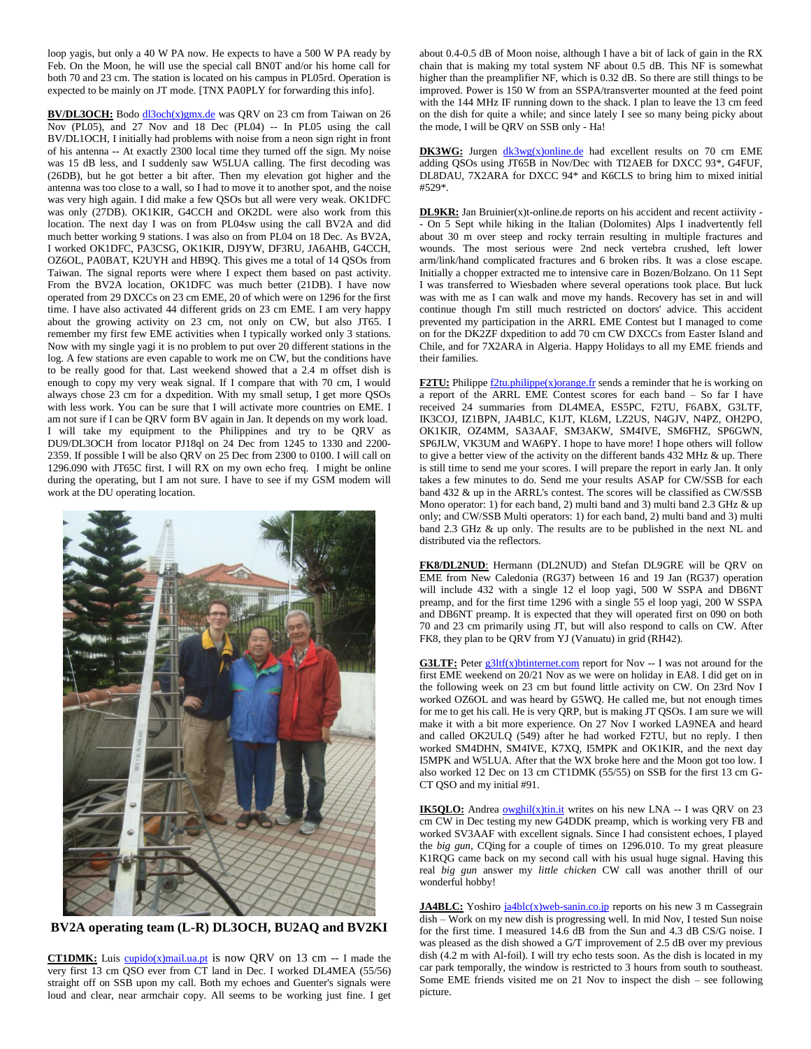loop yagis, but only a 40 W PA now. He expects to have a 500 W PA ready by Feb. On the Moon, he will use the special call BN0T and/or his home call for both 70 and 23 cm. The station is located on his campus in PL05rd. Operation is expected to be mainly on JT mode. [TNX PA0PLY for forwarding this info].

**BV/DL3OCH:** Bodo dl3och(x)gmx.de was QRV on 23 cm from Taiwan on 26 Nov (PL05), and 27 Nov and 18 Dec (PL04) -- In PL05 using the call BV/DL1OCH, I initially had problems with noise from a neon sign right in front of his antenna -- At exactly 2300 local time they turned off the sign. My noise was 15 dB less, and I suddenly saw W5LUA calling. The first decoding was (26DB), but he got better a bit after. Then my elevation got higher and the antenna was too close to a wall, so I had to move it to another spot, and the noise was very high again. I did make a few QSOs but all were very weak. OK1DFC was only (27DB). OK1KIR, G4CCH and OK2DL were also work from this location. The next day I was on from PL04sw using the call BV2A and did much better working 9 stations. I was also on from PL04 on 18 Dec. As BV2A, I worked OK1DFC, PA3CSG, OK1KIR, DJ9YW, DF3RU, JA6AHB, G4CCH, OZ6OL, PA0BAT, K2UYH and HB9Q. This gives me a total of 14 QSOs from Taiwan. The signal reports were where I expect them based on past activity. From the BV2A location, OK1DFC was much better (21DB). I have now operated from 29 DXCCs on 23 cm EME, 20 of which were on 1296 for the first time. I have also activated 44 different grids on 23 cm EME. I am very happy about the growing activity on 23 cm, not only on CW, but also JT65. I remember my first few EME activities when I typically worked only 3 stations. Now with my single yagi it is no problem to put over 20 different stations in the log. A few stations are even capable to work me on CW, but the conditions have to be really good for that. Last weekend showed that a 2.4 m offset dish is enough to copy my very weak signal. If I compare that with 70 cm, I would always chose 23 cm for a dxpedition. With my small setup, I get more QSOs with less work. You can be sure that I will activate more countries on EME. I am not sure if I can be QRV form BV again in Japan. It depends on my work load. I will take my equipment to the Philippines and try to be QRV as DU9/DL3OCH from locator PJ18ql on 24 Dec from 1245 to 1330 and 2200-2359. If possible I will be also QRV on 25 Dec from 2300 to 0100. I will call on 1296.090 with JT65C first. I will RX on my own echo freq. I might be online during the operating, but I am not sure. I have to see if my GSM modem will work at the DU operating location.

**BV2A operating team (L-R) DL3OCH, BU2AQ and BV2KI**

**CT1DMK:** Luis cupido(x)mail.ua.pt is now QRV on 13 cm -- I made the very first 13 cm QSO ever from CT land in Dec. I worked DL4MEA (55/56) straight off on SSB upon my call. Both my echoes and Guenter's signals were loud and clear, near armchair copy. All seems to be working just fine. I get about 0.4-0.5 dB of Moon noise, although I have a bit of lack of gain in the RX chain that is making my total system NF about 0.5 dB. This NF is somewhat higher than the preamplifier NF, which is 0.32 dB. So there are still things to be improved. Power is 150 W from an SSPA/transverter mounted at the feed point with the 144 MHz IF running down to the shack. I plan to leave the 13 cm feed on the dish for quite a while; and since lately I see so many being picky about the mode, I will be QRV on SSB only - Ha!

**DK3WG:** Jurgen dk3wg(x)online.de had excellent results on 70 cm EME adding QSOs using JT65B in Nov/Dec with TI2AEB for DXCC 93*, G4FUF, DL8DAU, 7X2ARA for DXCC 94* and K6CLS to bring him to mixed initial #529*.

**DL9KR:** Jan Bruinier(x)t-online.de reports on his accident and recent actiivity -- On 5 Sept while hiking in the Italian (Dolomites) Alps I inadvertently fell about 30 m over steep and rocky terrain resulting in multiple fractures and wounds. The most serious were 2nd neck vertebra crushed, left lower arm/link/hand complicated fractures and 6 broken ribs. It was a close escape. Initially a chopper extracted me to intensive care in Bozen/Bolzano. On 11 Sept I was transferred to Wiesbaden where several operations took place. But luck was with me as I can walk and move my hands. Recovery has set in and will continue though I'm still much restricted on doctors' advice. This accident prevented my participation in the ARRL EME Contest but I managed to come on for the DK2ZF dxpedition to add 70 cm CW DXCCs from Easter Island and Chile, and for 7X2ARA in Algeria. Happy Holidays to all my EME friends and their families.

**F2TU:** Philippe f2tu.philippe(x)orange.fr sends a reminder that he is working on a report of the ARRL EME Contest scores for each band – So far I have received 24 summaries from DL4MEA, ES5PC, F2TU, F6ABX, G3LTF, IK3COJ, IZ1BPN, JA4BLC, K1JT, KL6M, LZ2US, N4GJV, N4PZ, OH2PO, OK1KIR, OZ4MM, SA3AAF, SM3AKW, SM4IVE, SM6FHZ, SP6GWN, SP6JLW, VK3UM and WA6PY. I hope to have more! I hope others will follow to give a better view of the activity on the different bands 432 MHz & up. There is still time to send me your scores. I will prepare the report in early Jan. It only takes a few minutes to do. Send me your results ASAP for CW/SSB for each band 432 & up in the ARRL's contest. The scores will be classified as CW/SSB Mono operator: 1) for each band, 2) multi band and 3) multi band 2.3 GHz & up only; and CW/SSB Multi operators: 1) for each band, 2) multi band and 3) multi band 2.3 GHz & up only. The results are to be published in the next NL and distributed via the reflectors.

**FK8/DL2NUD:** Hermann (DL2NUD) and Stefan DL9GRE will be QRV on EME from New Caledonia (RG37) between 16 and 19 Jan (RG37) operation will include 432 with a single 12 el loop yagi, 500 W SSPA and DB6NT preamp, and for the first time 1296 with a single 55 el loop yagi, 200 W SSPA and DB6NT preamp. It is expected that they will operated first on 090 on both 70 and 23 cm primarily using JT, but will also respond to calls on CW. After FK8, they plan to be QRV from YJ (Vanuatu) in grid (RH42).

**G3LTF:** Peter g3ltf(x)btinternet.com report for Nov -- I was not around for the first EME weekend on 20/21 Nov as we were on holiday in EA8. I did get on in the following week on 23 cm but found little activity on CW. On 23rd Nov I worked OZ6OL and was heard by G5WQ. He called me, but not enough times for me to get his call. He is very QRP, but is making JT QSOs. I am sure we will make it with a bit more experience. On 27 Nov I worked LA9NEA and heard and called OK2ULQ (549) after he had worked F2TU, but no reply. I then worked SM4DHN, SM4IVE, K7XQ, I5MPK and OK1KIR, and the next day I5MPK and W5LUA. After that the WX broke here and the Moon got too low. I also worked 12 Dec on 13 cm CT1DMK (55/55) on SSB for the first 13 cm G-CT QSO and my initial #91.

**IK5QLO:** Andrea owghil(x)tin.it writes on his new LNA -- I was QRV on 23 cm CW in Dec testing my new G4DDK preamp, which is working very FB and worked SV3AAF with excellent signals. Since I had consistent echoes, I played the *big gun*, CQing for a couple of times on 1296.010. To my great pleasure K1RQG came back on my second call with his usual huge signal. Having this real *big gun* answer my *little chicken* CW call was another thrill of our wonderful hobby!

**JA4BLC:** Yoshiro ja4blc(x)web-sanin.co.jp reports on his new 3 m Cassegrain dish – Work on my new dish is progressing well. In mid Nov, I tested Sun noise for the first time. I measured 14.6 dB from the Sun and 4.3 dB CS/G noise. I was pleased as the dish showed a G/T improvement of 2.5 dB over my previous dish (4.2 m with Al-foil). I will try echo tests soon. As the dish is located in my car park temporally, the window is restricted to 3 hours from south to southeast. Some EME friends visited me on 21 Nov to inspect the dish – see following picture.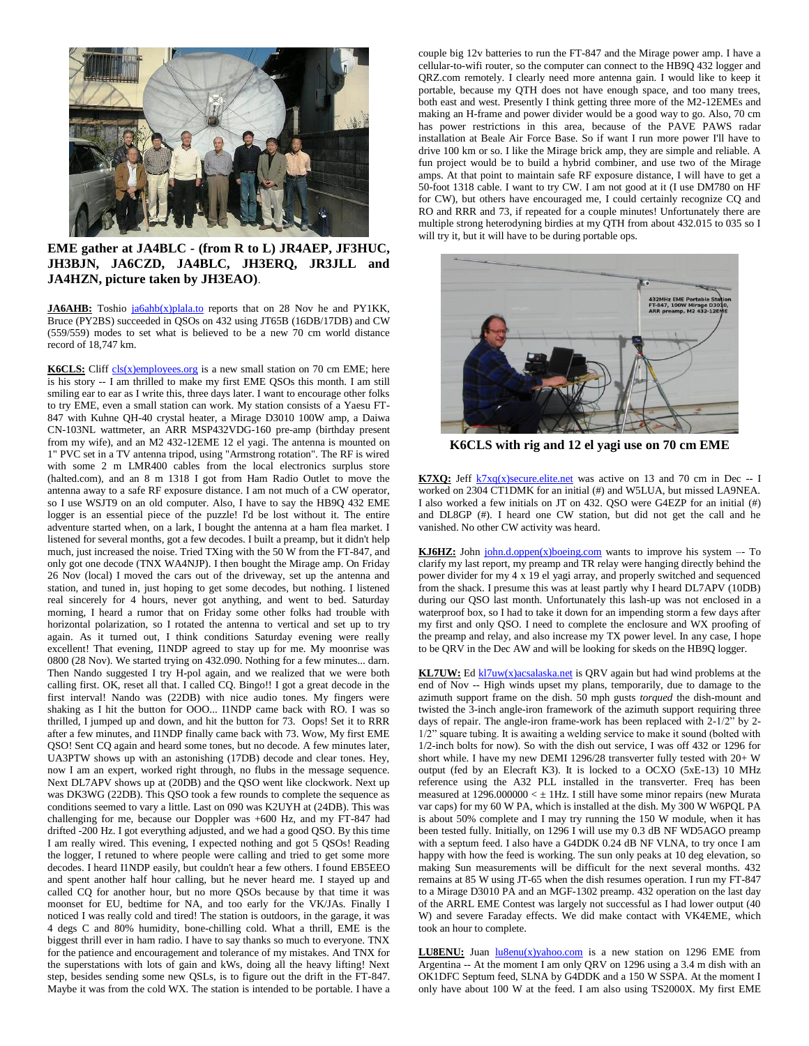**EME gather at JA4BLC - (from R to L) JR4AEP, JF3HUC, JH3BJN, JA6CZD, JA4BLC, JH3ERQ, JR3JLL and JA4HZN, picture taken by JH3EAO)**.

**JA6AHB:** Toshio ja6ahb(x)plala.to reports that on 28 Nov he and PY1KK, Bruce (PY2BS) succeeded in QSOs on 432 using JT65B (16DB/17DB) and CW (559/559) modes to set what is believed to be a new 70 cm world distance record of 18,747 km.

**K6CLS:** Cliff cls(x)employees.org is a new small station on 70 cm EME; here is his story -- I am thrilled to make my first EME QSOs this month. I am still smiling ear to ear as I write this, three days later. I want to encourage other folks to try EME, even a small station can work. My station consists of a Yaesu FT-847 with Kuhne QH-40 crystal heater, a Mirage D3010 100W amp, a Daiwa CN-103NL wattmeter, an ARR MSP432VDG-160 pre-amp (birthday present from my wife), and an M2 432-12EME 12 el yagi. The antenna is mounted on 1" PVC set in a TV antenna tripod, using "Armstrong rotation". The RF is wired with some 2 m LMR400 cables from the local electronics surplus store (halted.com), and an 8 m 1318 I got from Ham Radio Outlet to move the antenna away to a safe RF exposure distance. I am not much of a CW operator, so I use WSJT9 on an old computer. Also, I have to say the HB9Q 432 EME logger is an essential piece of the puzzle! I'd be lost without it. The entire adventure started when, on a lark, I bought the antenna at a ham flea market. I listened for several months, got a few decodes. I built a preamp, but it didn't help much, just increased the noise. Tried TXing with the 50 W from the FT-847, and only got one decode (TNX WA4NJP). I then bought the Mirage amp. On Friday 26 Nov (local) I moved the cars out of the driveway, set up the antenna and station, and tuned in, just hoping to get some decodes, but nothing. I listened real sincerely for 4 hours, never got anything, and went to bed. Saturday morning, I heard a rumor that on Friday some other folks had trouble with horizontal polarization, so I rotated the antenna to vertical and set up to try again. As it turned out, I think conditions Saturday evening were really excellent! That evening, I1NDP agreed to stay up for me. My moonrise was 0800 (28 Nov). We started trying on 432.090. Nothing for a few minutes... darn. Then Nando suggested I try H-pol again, and we realized that we were both calling first. OK, reset all that. I called CQ. Bingo!! I got a great decode in the first interval! Nando was (22DB) with nice audio tones. My fingers were shaking as I hit the button for OOO... I1NDP came back with RO. I was so thrilled, I jumped up and down, and hit the button for 73. Oops! Set it to RRR after a few minutes, and I1NDP finally came back with 73. Wow, My first EME QSO! Sent CQ again and heard some tones, but no decode. A few minutes later, UA3PTW shows up with an astonishing (17DB) decode and clear tones. Hey, now I am an expert, worked right through, no flubs in the message sequence. Next DL7APV shows up at (20DB) and the QSO went like clockwork. Next up was DK3WG (22DB). This QSO took a few rounds to complete the sequence as conditions seemed to vary a little. Last on 090 was K2UYH at (24DB). This was challenging for me, because our Doppler was +600 Hz, and my FT-847 had drifted -200 Hz. I got everything adjusted, and we had a good QSO. By this time I am really wired. This evening, I expected nothing and got 5 QSOs! Reading the logger, I retuned to where people were calling and tried to get some more decodes. I heard I1NDP easily, but couldn't hear a few others. I found EB5EEO and spent another half hour calling, but he never heard me. I stayed up and called CQ for another hour, but no more QSOs because by that time it was moonset for EU, bedtime for NA, and too early for the VK/JAs. Finally I noticed I was really cold and tired! The station is outdoors, in the garage, it was 4 degs C and 80% humidity, bone-chilling cold. What a thrill, EME is the biggest thrill ever in ham radio. I have to say thanks so much to everyone. TNX for the patience and encouragement and tolerance of my mistakes. And TNX for the superstations with lots of gain and kWs, doing all the heavy lifting! Next step, besides sending some new QSLs, is to figure out the drift in the FT-847. Maybe it was from the cold WX. The station is intended to be portable. I have a couple big 12v batteries to run the FT-847 and the Mirage power amp. I have a cellular-to-wifi router, so the computer can connect to the HB9Q 432 logger and QRZ.com remotely. I clearly need more antenna gain. I would like to keep it portable, because my QTH does not have enough space, and too many trees, both east and west. Presently I think getting three more of the M2-12EMEs and making an H-frame and power divider would be a good way to go. Also, 70 cm has power restrictions in this area, because of the PAVE PAWS radar installation at Beale Air Force Base. So if want I run more power I'll have to drive 100 km or so. I like the Mirage brick amp, they are simple and reliable. A fun project would be to build a hybrid combiner, and use two of the Mirage amps. At that point to maintain safe RF exposure distance, I will have to get a 50-foot 1318 cable. I want to try CW. I am not good at it (I use DM780 on HF for CW), but others have encouraged me, I could certainly recognize CQ and RO and RRR and 73, if repeated for a couple minutes! Unfortunately there are multiple strong heterodyning birdies at my QTH from about 432.015 to 035 so I will try it, but it will have to be during portable ops.

**K6CLS with rig and 12 el yagi use on 70 cm EME**

**K7XQ:** Jeff k7xq(x)secure.elite.net was active on 13 and 70 cm in Dec -- I worked on 2304 CT1DMK for an initial (#) and W5LUA, but missed LA9NEA. I also worked a few initials on JT on 432. QSO were G4EZP for an initial (#) and DL8GP (#). I heard one CW station, but did not get the call and he vanished. No other CW activity was heard.

**KJ6HZ:** John john.d.oppen(x)boeing.com wants to improve his system –- To clarify my last report, my preamp and TR relay were hanging directly behind the power divider for my 4 x 19 el yagi array, and properly switched and sequenced from the shack. I presume this was at least partly why I heard DL7APV (10DB) during our QSO last month. Unfortunately this lash-up was not enclosed in a waterproof box, so I had to take it down for an impending storm a few days after my first and only QSO. I need to complete the enclosure and WX proofing of the preamp and relay, and also increase my TX power level. In any case, I hope to be QRV in the Dec AW and will be looking for skeds on the HB9Q logger.

**KL7UW:** Ed kl7uw(x)acsalaska.net is QRV again but had wind problems at the end of Nov -- High winds upset my plans, temporarily, due to damage to the azimuth support frame on the dish. 50 mph gusts *torqued* the dish-mount and twisted the 3-inch angle-iron framework of the azimuth support requiring three days of repair. The angle-iron frame-work has been replaced with 2-1/2" by 2-1/2" square tubing. It is awaiting a welding service to make it sound (bolted with 1/2-inch bolts for now). So with the dish out service, I was off 432 or 1296 for short while. I have my new DEMI 1296/28 transverter fully tested with 20+ W output (fed by an Elecraft K3). It is locked to a OCXO (5xE-13) 10 MHz reference using the A32 PLL installed in the transverter. Freq has been measured at 1296.000000 < ± 1Hz. I still have some minor repairs (new Murata var caps) for my 60 W PA, which is installed at the dish. My 300 W W6PQL PA is about 50% complete and I may try running the 150 W module, when it has been tested fully. Initially, on 1296 I will use my 0.3 dB NF WD5AGO preamp with a septum feed. I also have a G4DDK 0.24 dB NF VLNA, to try once I am happy with how the feed is working. The sun only peaks at 10 deg elevation, so making Sun measurements will be difficult for the next several months. 432 remains at 85 W using JT-65 when the dish resumes operation. I run my FT-847 to a Mirage D3010 PA and an MGF-1302 preamp. 432 operation on the last day of the ARRL EME Contest was largely not successful as I had lower output (40 W) and severe Faraday effects. We did make contact with VK4EME, which took an hour to complete.

**LU8ENU:** Juan lu8enu(x)yahoo.com is a new station on 1296 EME from Argentina -- At the moment I am only QRV on 1296 using a 3.4 m dish with an OK1DFC Septum feed, SLNA by G4DDK and a 150 W SSPA. At the moment I only have about 100 W at the feed. I am also using TS2000X. My first EME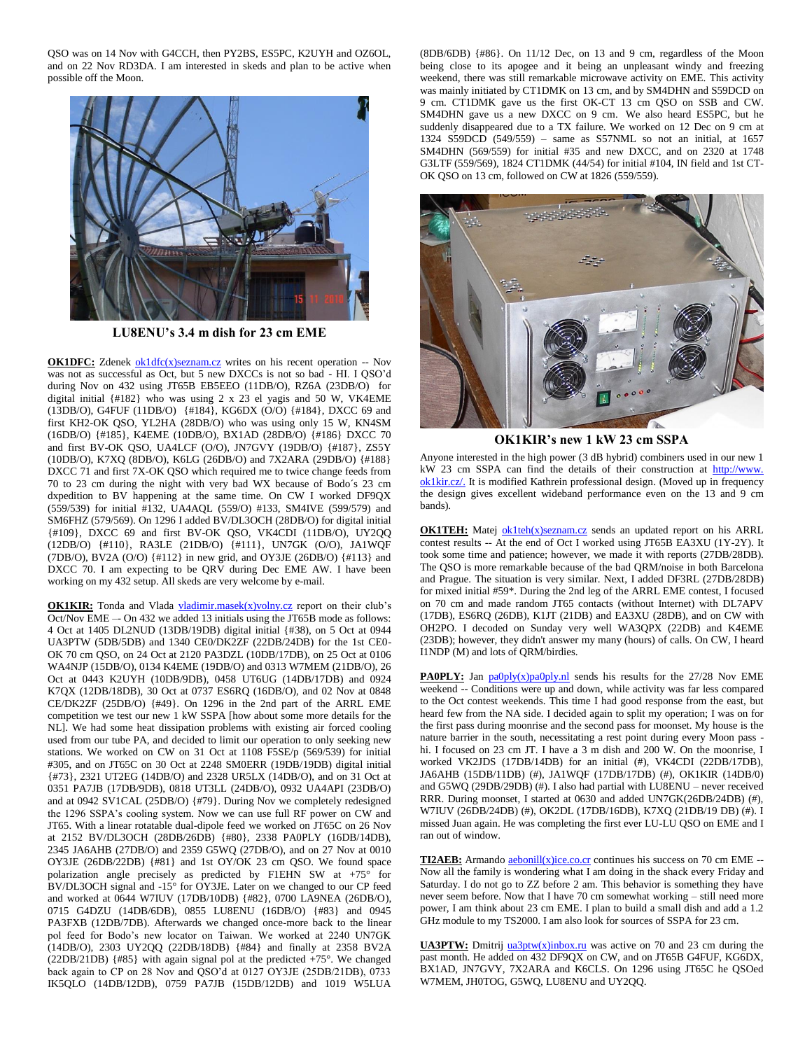QSO was on 14 Nov with G4CCH, then PY2BS, ES5PC, K2UYH and OZ6OL, and on 22 Nov RD3DA. I am interested in skeds and plan to be active when possible off the Moon.

**LU8ENU's 3.4 m dish for 23 cm EME**

**OK1DFC:** Zdenek ok1dfc(x)seznam.cz writes on his recent operation -- Nov was not as successful as Oct, but 5 new DXCCs is not so bad - HI. I QSO'd during Nov on 432 using JT65B EB5EEO (11DB/O), RZ6A (23DB/O) for digital initial {#182} who was using 2 x 23 el yagis and 50 W, VK4EME (13DB/O), G4FUF (11DB/O) {#184}, KG6DX (O/O) {#184}, DXCC 69 and first KH2-OK QSO, YL2HA (28DB/O) who was using only 15 W, KN4SM (16DB/O) {#185}, K4EME (10DB/O), BX1AD (28DB/O) {#186} DXCC 70 and first BV-OK QSO, UA4LCF (O/O), JN7GVY (19DB/O) {#187}, ZS5Y (10DB/O), K7XQ (8DB/O), K6LG (26DB/O) and 7X2ARA (29DB/O) {#188} DXCC 71 and first 7X-OK QSO which required me to twice change feeds from 70 to 23 cm during the night with very bad WX because of Bodo´s 23 cm dxpedition to BV happening at the same time. On CW I worked DF9QX (559/539) for initial #132, UA4AQL (559/O) #133, SM4IVE (599/579) and SM6FHZ (579/569). On 1296 I added BV/DL3OCH (28DB/O) for digital initial {#109}, DXCC 69 and first BV-OK QSO, VK4CDI (11DB/O), UY2QQ (12DB/O) {#110}, RA3LE (21DB/O) {#111}, UN7GK (O/O), JA1WQF (7DB/O), BV2A (O/O) {#112} in new grid, and OY3JE (26DB/O) {#113} and DXCC 70. I am expecting to be QRV during Dec EME AW. I have been working on my 432 setup. All skeds are very welcome by e-mail.

**OK1KIR:** Tonda and Vlada vladimir.masek(x)volny.cz report on their club's Oct/Nov EME -- On 432 we added 13 initials using the JT65B mode as follows: 4 Oct at 1405 DL2NUD (13DB/19DB) digital initial {#38), on 5 Oct at 0944 UA3PTW (5DB/5DB) and 1340 CE0/DK2ZF (22DB/24DB) for the 1st CE0-OK 70 cm QSO, on 24 Oct at 2120 PA3DZL (10DB/17DB), on 25 Oct at 0106 WA4NJP (15DB/O), 0134 K4EME (19DB/O) and 0313 W7MEM (21DB/O), 26 Oct at 0443 K2UYH (10DB/9DB), 0458 UT6UG (14DB/17DB) and 0924 K7QX (12DB/18DB), 30 Oct at 0737 ES6RQ (16DB/O), and 02 Nov at 0848 CE/DK2ZF (25DB/O) {#49}. On 1296 in the 2nd part of the ARRL EME competition we test our new 1 kW SSPA [how about some more details for the NL]. We had some heat dissipation problems with existing air forced cooling used from our tube PA, and decided to limit our operation to only seeking new stations. We worked on CW on 31 Oct at 1108 F5SE/p (569/539) for initial #305, and on JT65C on 30 Oct at 2248 SM0ERR (19DB/19DB) digital initial {#73}, 2321 UT2EG (14DB/O) and 2328 UR5LX (14DB/O), and on 31 Oct at 0351 PA7JB (17DB/9DB), 0818 UT3LL (24DB/O), 0932 UA4API (23DB/O) and at 0942 SV1CAL (25DB/O) {#79}. During Nov we completely redesigned the 1296 SSPA's cooling system. Now we can use full RF power on CW and JT65. With a linear rotatable dual-dipole feed we worked on JT65C on 26 Nov at 2152 BV/DL3OCH (28DB/26DB) {#80}, 2338 PA0PLY (16DB/14DB), 2345 JA6AHB (27DB/O) and 2359 G5WQ (27DB/O), and on 27 Nov at 0010 OY3JE (26DB/22DB) {#81} and 1st OY/OK 23 cm QSO. We found space polarization angle precisely as predicted by F1EHN SW at +75° for BV/DL3OCH signal and -15° for OY3JE. Later on we changed to our CP feed and worked at 0644 W7IUV (17DB/10DB) {#82}, 0700 LA9NEA (26DB/O), 0715 G4DZU (14DB/6DB), 0855 LU8ENU (16DB/O) {#83} and 0945 PA3FXB (12DB/7DB). Afterwards we changed once-more back to the linear pol feed for Bodo's new locator on Taiwan. We worked at 2240 UN7GK (14DB/O), 2303 UY2QQ (22DB/18DB) {#84} and finally at 2358 BV2A (22DB/21DB) {#85} with again signal pol at the predicted +75°. We changed back again to CP on 28 Nov and QSO'd at 0127 OY3JE (25DB/21DB), 0733 IK5QLO (14DB/12DB), 0759 PA7JB (15DB/12DB) and 1019 W5LUA (8DB/6DB) {#86}. On 11/12 Dec, on 13 and 9 cm, regardless of the Moon being close to its apogee and it being an unpleasant windy and freezing weekend, there was still remarkable microwave activity on EME. This activity was mainly initiated by CT1DMK on 13 cm, and by SM4DHN and S59DCD on 9 cm. CT1DMK gave us the first OK-CT 13 cm QSO on SSB and CW. SM4DHN gave us a new DXCC on 9 cm. We also heard ES5PC, but he suddenly disappeared due to a TX failure. We worked on 12 Dec on 9 cm at 1324 S59DCD (549/559) – same as S57NML so not an initial, at 1657 SM4DHN (569/559) for initial #35 and new DXCC, and on 2320 at 1748 G3LTF (559/569), 1824 CT1DMK (44/54) for initial #104, IN field and 1st CT-OK QSO on 13 cm, followed on CW at 1826 (559/559).

**OK1KIR's new 1 kW 23 cm SSPA**

Anyone interested in the high power (3 dB hybrid) combiners used in our new 1 kW 23 cm SSPA can find the details of their construction at http://www.ok1kir.cz/. It is modified Kathrein professional design. (Moved up in frequency the design gives excellent wideband performance even on the 13 and 9 cm bands).

**OK1TEH:** Matej ok1teh(x)seznam.cz sends an updated report on his ARRL contest results -- At the end of Oct I worked using JT65B EA3XU (1Y-2Y). It took some time and patience; however, we made it with reports (27DB/28DB). The QSO is more remarkable because of the bad QRM/noise in both Barcelona and Prague. The situation is very similar. Next, I added DF3RL (27DB/28DB) for mixed initial #59*. During the 2nd leg of the ARRL EME contest, I focused on 70 cm and made random JT65 contacts (without Internet) with DL7APV (17DB), ES6RQ (26DB), K1JT (21DB) and EA3XU (28DB), and on CW with OH2PO. I decoded on Sunday very well WA3QPX (22DB) and K4EME (23DB); however, they didn't answer my many (hours) of calls. On CW, I heard I1NDP (M) and lots of QRM/birdies.

**PA0PLY:** Jan pa0ply(x)pa0ply.nl sends his results for the 27/28 Nov EME weekend -- Conditions were up and down, while activity was far less compared to the Oct contest weekends. This time I had good response from the east, but heard few from the NA side. I decided again to split my operation; I was on for the first pass during moonrise and the second pass for moonset. My house is the nature barrier in the south, necessitating a rest point during every Moon pass - hi. I focused on 23 cm JT. I have a 3 m dish and 200 W. On the moonrise, I worked VK2JDS (17DB/14DB) for an initial (#), VK4CDI (22DB/17DB), JA6AHB (15DB/11DB) (#), JA1WQF (17DB/17DB) (#), OK1KIR (14DB/0) and G5WQ (29DB/29DB) (#). I also had partial with LU8ENU – never received RRR. During moonset, I started at 0630 and added UN7GK(26DB/24DB) (#), W7IUV (26DB/24DB) (#), OK2DL (17DB/16DB), K7XQ (21DB/19 DB) (#). I missed Juan again. He was completing the first ever LU-LU QSO on EME and I ran out of window.

**TI2AEB:** Armando aebonill(x)ice.co.cr continues his success on 70 cm EME -- Now all the family is wondering what I am doing in the shack every Friday and Saturday. I do not go to ZZ before 2 am. This behavior is something they have never seem before. Now that I have 70 cm somewhat working – still need more power, I am think about 23 cm EME. I plan to build a small dish and add a 1.2 GHz module to my TS2000. I am also look for sources of SSPA for 23 cm.

**UA3PTW:** Dmitrij ua3ptw(x)inbox.ru was active on 70 and 23 cm during the past month. He added on 432 DF9QX on CW, and on JT65B G4FUF, KG6DX, BX1AD, JN7GVY, 7X2ARA and K6CLS. On 1296 using JT65C he QSOed W7MEM, JH0TOG, G5WQ, LU8ENU and UY2QQ.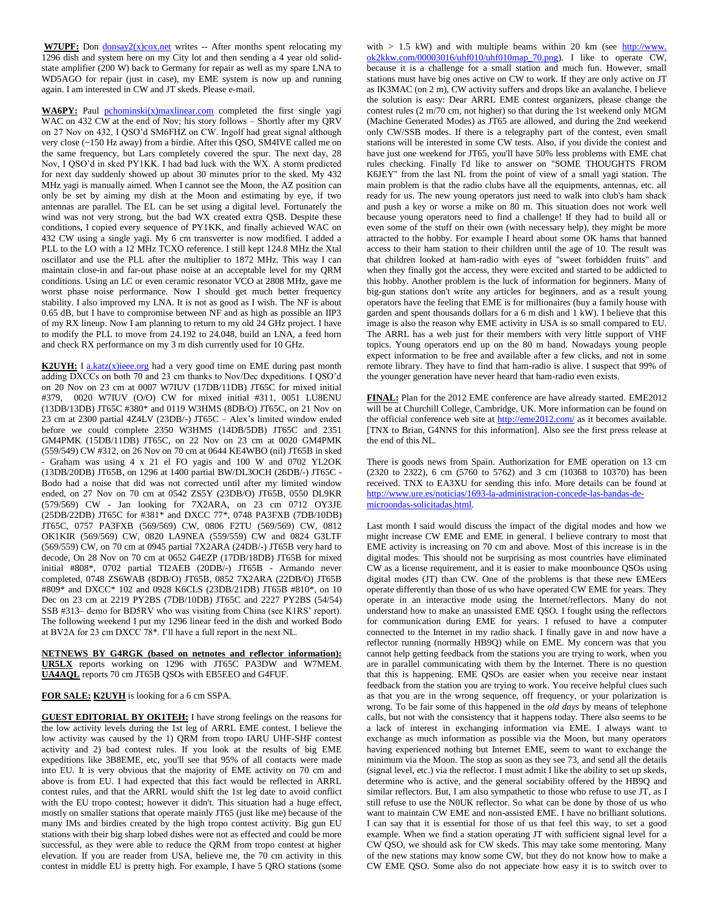**W7UPF:** Don donsay2(x)cox.net writes -- After months spent relocating my 1296 dish and system here on my City lot and then sending a 4 year old solid-state amplifier (200 W) back to Germany for repair as well as my spare LNA to WD5AGO for repair (just in case), my EME system is now up and running again. I am interested in CW and JT skeds. Please e-mail.

**WA6PY:** Paul pchominski(x)maxlinear.com completed the first single yagi WAC on 432 CW at the end of Nov; his story follows – Shortly after my QRV on 27 Nov on 432, I QSO'd SM6FHZ on CW. Ingolf had great signal although very close (~150 Hz away) from a birdie. After this QSO, SM4IVE called me on the same frequency, but Lars completely covered the spur. The next day, 28 Nov, I QSO'd in sked PY1KK. I had bad luck with the WX. A storm predicted for next day suddenly showed up about 30 minutes prior to the sked. My 432 MHz yagi is manually aimed. When I cannot see the Moon, the AZ position can only be set by aiming my dish at the Moon and estimating by eye, if two antennas are parallel. The EL can be set using a digital level. Fortunately the wind was not very strong, but the bad WX created extra QSB. Despite these conditions, I copied every sequence of PY1KK, and finally achieved WAC on 432 CW using a single yagi. My 6 cm transverter is now modified. I added a PLL to the LO with a 12 MHz TCXO reference. I still kept 124.8 MHz the Xtal oscillator and use the PLL after the multiplier to 1872 MHz. This way I can maintain close-in and far-out phase noise at an acceptable level for my QRM conditions. Using an LC or even ceramic resonator VCO at 2808 MHz, gave me worst phase noise performance. Now I should get much better frequency stability. I also improved my LNA. It is not as good as I wish. The NF is about 0.65 dB, but I have to compromise between NF and as high as possible an IIP3 of my RX lineup. Now I am planning to return to my old 24 GHz project. I have to modify the PLL to move from 24.192 to 24.048, build an LNA, a feed horn and check RX performance on my 3 m dish currently used for 10 GHz.

**K2UYH:** I a.katz(x)ieee.org had a very good time on EME during past month adding DXCCs on both 70 and 23 cm thanks to Nov/Dec dxpeditions. I QSO'd on 20 Nov on 23 cm at 0007 W7IUV (17DB/11DB) JT65C for mixed initial #379, 0020 W7IUV (O/O) CW for mixed initial #311, 0051 LU8ENU (13DB/13DB) JT65C #380* and 0119 W3HMS (8DB/O) JT65C, on 21 Nov on 23 cm at 2300 partial 4Z4LV (23DB/-) JT65C – Alex's limited window ended before we could complete 2350 W3HMS (14DB/5DB) JT65C and 2351 GM4PMK (15DB/11DB) JT65C, on 22 Nov on 23 cm at 0020 GM4PMK (559/549) CW #312, on 26 Nov on 70 cm at 0644 KE4WBO (nil) JT65B in sked - Graham was using 4 x 21 el FO yagis and 100 W and 0702 YL2OK (13DB/20DB) JT65B, on 1296 at 1400 partial BW/DL3OCH (26DB/-) JT65C - Bodo had a noise that did was not corrected until after my limited window ended, on 27 Nov on 70 cm at 0542 ZS5Y (23DB/O) JT65B, 0550 DL9KR (579/569) CW - Jan looking for 7X2ARA, on 23 cm 0712 OY3JE (25DB/22DB) JT65C for #381* and DXCC 77*, 0748 PA3FXB (7DB/10DB) JT65C, 0757 PA3FXB (569/569) CW, 0806 F2TU (569/569) CW, 0812 OK1KIR (569/569) CW, 0820 LA9NEA (559/559) CW and 0824 G3LTF (569/559) CW, on 70 cm at 0945 partial 7X2ARA (24DB/-) JT65B very hard to decode, On 28 Nov on 70 cm at 0652 G4EZP (17DB/18DB) JT65B for mixed initial #808*, 0702 partial TI2AEB (20DB/-) JT65B - Armando never completed, 0748 ZS6WAB (8DB/O) JT65B, 0852 7X2ARA (22DB/O) JT65B #809* and DXCC* 102 and 0928 K6CLS (23DB/21DB) JT65B #810*, on 10 Dec on 23 cm at 2219 PY2BS (7DB/10DB) JT65C and 2227 PY2BS (54/54) SSB #313– demo for BD5RV who was visiting from China (see K1RS' report). The following weekend I put my 1296 linear feed in the dish and worked Bodo at BV2A for 23 cm DXCC 78*. I'll have a full report in the next NL.

**NETNEWS BY G4RGK (based on netnotes and reflector information):** **UR5LX** reports working on 1296 with JT65C PA3DW and W7MEM. **UA4AQL** reports 70 cm JT65B QSOs with EB5EEO and G4FUF.

**FOR SALE:** **K2UYH** is looking for a 6 cm SSPA.

**GUEST EDITORIAL BY OK1TEH:** I have strong feelings on the reasons for the low activity levels during the 1st leg of ARRL EME contest. I believe the low activity was caused by the 1) QRM from tropo IARU UHF-SHF contest activity and 2) bad contest rules. If you look at the results of big EME expeditions like 3B8EME, etc, you'll see that 95% of all contacts were made into EU. It is very obvious that the majority of EME activity on 70 cm and above is from EU. I had expected that this fact would be reflected in ARRL contest rules, and that the ARRL would shift the 1st leg date to avoid conflict with the EU tropo contest; however it didn't. This situation had a huge effect, mostly on smaller stations that operate mainly JT65 (just like me) because of the many IMs and birdies created by the high tropo contest activity. Big gun EU stations with their big sharp lobed dishes were not as effected and could be more successful, as they were able to reduce the QRM from tropo contest at higher elevation. If you are reader from USA, believe me, the 70 cm activity in this contest in middle EU is pretty high. For example, I have 5 QRO stations (some with > 1.5 kW) and with multiple beams within 20 km (see http://www.ok2kkw.com/00003016/uhf010/uhf010map_70.png). I like to operate CW, because it is a challenge for a small station and much fun. However, small stations must have big ones active on CW to work. If they are only active on JT as IK3MAC (on 2 m), CW activity suffers and drops like an avalanche. I believe the solution is easy: Dear ARRL EME contest organizers, please change the contest rules (2 m/70 cm, not higher) so that during the 1st weekend only MGM (Machine Generated Modes) as JT65 are allowed, and during the 2nd weekend only CW/SSB modes. If there is a telegraphy part of the contest, even small stations will be interested in some CW tests. Also, if you divide the contest and have just one weekend for JT65, you'll have 50% less problems with EME chat rules checking. Finally I'd like to answer on "SOME THOUGHTS FROM K6JEY" from the last NL from the point of view of a small yagi station. The main problem is that the radio clubs have all the equipments, antennas, etc. all ready for us. The new young operators just need to walk into club's ham shack and push a key or worse a mike on 80 m. This situation does not work well because young operators need to find a challenge! If they had to build all or even some of the stuff on their own (with necessary help), they might be more attracted to the hobby. For example I heard about some OK hams that banned access to their ham station to their children until the age of 10. The result was that children looked at ham-radio with eyes of "sweet forbidden fruits" and when they finally got the access, they were excited and started to be addicted to this hobby. Another problem is the luck of information for beginners. Many of big-gun stations don't write any articles for beginners, and as a result young operators have the feeling that EME is for millionaires (buy a family house with garden and spent thousands dollars for a 6 m dish and 1 kW). I believe that this image is also the reason why EME activity in USA is so small compared to EU. The ARRL has a web just for their members with very little support of VHF topics. Young operators end up on the 80 m band. Nowadays young people expect information to be free and available after a few clicks, and not in some remote library. They have to find that ham-radio is alive. I suspect that 99% of the younger generation have never heard that ham-radio even exists.

**FINAL:** Plan for the 2012 EME conference are have already started. EME2012 will be at Churchill College, Cambridge, UK. More information can be found on the official conference web site at http://eme2012.com/ as it becomes available. [TNX to Brian, G4NNS for this information]. Also see the first press release at the end of this NL.

There is goods news from Spain. Authorization for EME operation on 13 cm (2320 to 2322), 6 cm (5760 to 5762) and 3 cm (10368 to 10370) has been received. TNX to EA3XU for sending this info. More details can be found at http://www.ure.es/noticias/1693-la-administracion-concede-las-bandas-de-microondas-solicitadas.html.

Last month I said would discuss the impact of the digital modes and how we might increase CW EME and EME in general. I believe contrary to most that EME activity is increasing on 70 cm and above. Most of this increase is in the digital modes. This should not be surprising as most countries have eliminated CW as a license requirement, and it is easier to make moonbounce QSOs using digital modes (JT) than CW. One of the problems is that these new EMEers operate differently than those of us who have operated CW EME for years. They operate in an interactive mode using the Internet/reflectors. Many do not understand how to make an unassisted EME QSO. I fought using the reflectors for communication during EME for years. I refused to have a computer connected to the Internet in my radio shack. I finally gave in and now have a reflector running (normally HB9Q) while on EME. My concern was that you cannot help getting feedback from the stations you are trying to work, when you are in parallel communicating with them by the Internet. There is no question that this is happening. EME QSOs are easier when you receive near instant feedback from the station you are trying to work. You receive helpful clues such as that you are in the wrong sequence, off frequency, or your polarization is wrong. To be fair some of this happened in the *old days* by means of telephone calls, but not with the consistency that it happens today. There also seems to be a lack of interest in exchanging information via EME. I always want to exchange as much information as possible via the Moon, but many operators having experienced nothing but Internet EME, seem to want to exchange the minimum via the Moon. The stop as soon as they see 73, and send all the details (signal level, etc.) via the reflector. I must admit I like the ability to set up skeds, determine who is active, and the general sociability offered by the HB9Q and similar reflectors. But, I am also sympathetic to those who refuse to use JT, as I still refuse to use the N0UK reflector. So what can be done by those of us who want to maintain CW EME and non-assisted EME. I have no brilliant solutions. I can say that it is essential for those of us that feel this way, to set a good example. When we find a station operating JT with sufficient signal level for a CW QSO, we should ask for CW skeds. This may take some mentoring. Many of the new stations may know some CW, but they do not know how to make a CW EME QSO. Some also do not appreciate how easy it is to switch over to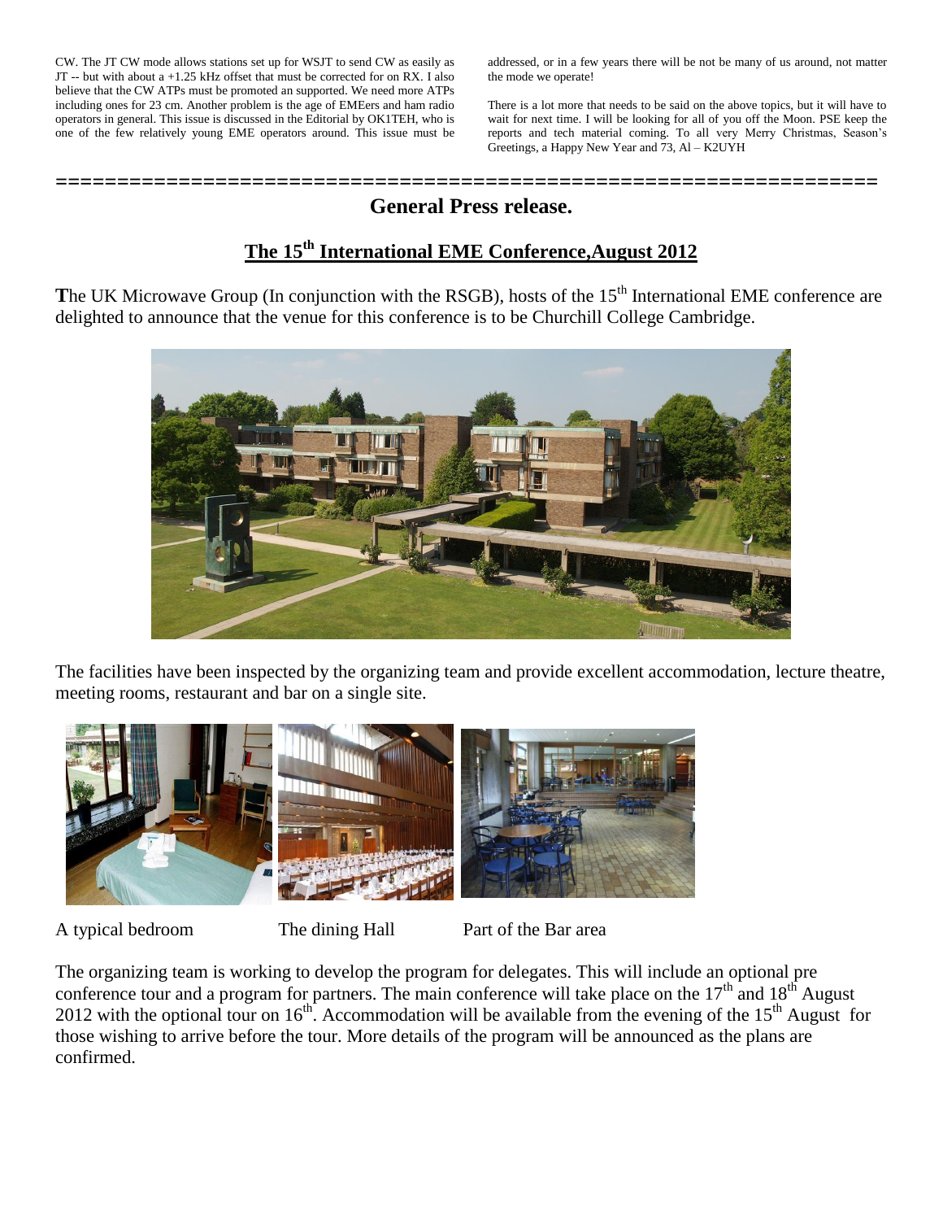CW. The JT CW mode allows stations set up for WSJT to send CW as easily as JT -- but with about a +1.25 kHz offset that must be corrected for on RX. I also believe that the CW ATPs must be promoted an supported. We need more ATPs including ones for 23 cm. Another problem is the age of EMEers and ham radio operators in general. This issue is discussed in the Editorial by OK1TEH, who is one of the few relatively young EME operators around. This issue must be addressed, or in a few years there will be not be many of us around, not matter the mode we operate!

There is a lot more that needs to be said on the above topics, but it will have to wait for next time. I will be looking for all of you off the Moon. PSE keep the reports and tech material coming. To all very Merry Christmas, Season's Greetings, a Happy New Year and 73, Al – K2UYH

==============================================================

# General Press release.

## The 15th International EME Conference, August 2012

**T**he UK Microwave Group (In conjunction with the RSGB), hosts of the 15th International EME conference are delighted to announce that the venue for this conference is to be Churchill College Cambridge.

The facilities have been inspected by the organizing team and provide excellent accommodation, lecture theatre, meeting rooms, restaurant and bar on a single site.

A typical bedroom — The dining Hall — Part of the Bar area

The organizing team is working to develop the program for delegates. This will include an optional pre conference tour and a program for partners. The main conference will take place on the 17th and 18th August 2012 with the optional tour on 16th. Accommodation will be available from the evening of the 15th August for those wishing to arrive before the tour. More details of the program will be announced as the plans are confirmed.